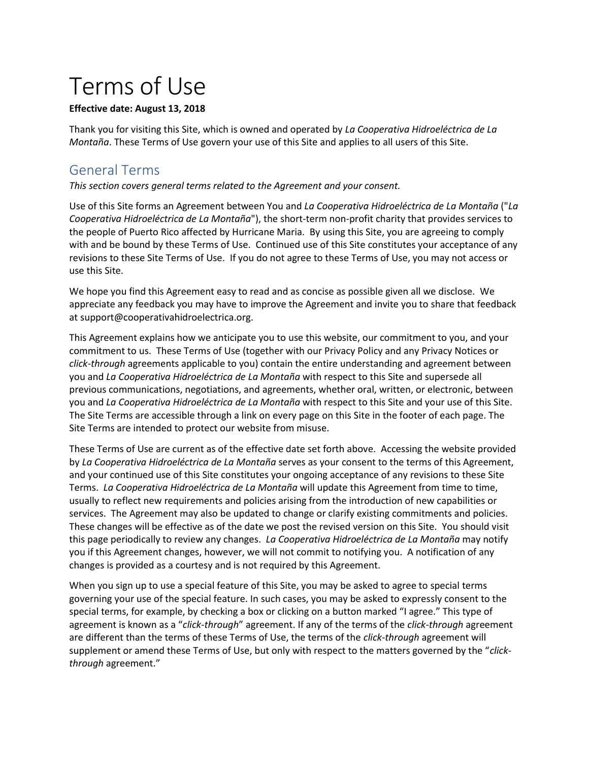# Terms of Use

**Effective date: August 13, 2018**

Thank you for visiting this Site, which is owned and operated by *La Cooperativa Hidroeléctrica de La Montaña*. These Terms of Use govern your use of this Site and applies to all users of this Site.

## General Terms

*This section covers general terms related to the Agreement and your consent.*

Use of this Site forms an Agreement between You and *La Cooperativa Hidroeléctrica de La Montaña* ("*La Cooperativa Hidroeléctrica de La Montaña*"), the short-term non-profit charity that provides services to the people of Puerto Rico affected by Hurricane Maria. By using this Site, you are agreeing to comply with and be bound by these Terms of Use. Continued use of this Site constitutes your acceptance of any revisions to these Site Terms of Use. If you do not agree to these Terms of Use, you may not access or use this Site.

We hope you find this Agreement easy to read and as concise as possible given all we disclose. We appreciate any feedback you may have to improve the Agreement and invite you to share that feedback at support@cooperativahidroelectrica.org.

This Agreement explains how we anticipate you to use this website, our commitment to you, and your commitment to us. These Terms of Use (together with our Privacy Policy and any Privacy Notices or *click-through* agreements applicable to you) contain the entire understanding and agreement between you and *La Cooperativa Hidroeléctrica de La Montaña* with respect to this Site and supersede all previous communications, negotiations, and agreements, whether oral, written, or electronic, between you and *La Cooperativa Hidroeléctrica de La Montaña* with respect to this Site and your use of this Site. The Site Terms are accessible through a link on every page on this Site in the footer of each page. The Site Terms are intended to protect our website from misuse.

These Terms of Use are current as of the effective date set forth above. Accessing the website provided by *La Cooperativa Hidroeléctrica de La Montaña* serves as your consent to the terms of this Agreement, and your continued use of this Site constitutes your ongoing acceptance of any revisions to these Site Terms. *La Cooperativa Hidroeléctrica de La Montaña* will update this Agreement from time to time, usually to reflect new requirements and policies arising from the introduction of new capabilities or services. The Agreement may also be updated to change or clarify existing commitments and policies. These changes will be effective as of the date we post the revised version on this Site. You should visit this page periodically to review any changes. *La Cooperativa Hidroeléctrica de La Montaña* may notify you if this Agreement changes, however, we will not commit to notifying you. A notification of any changes is provided as a courtesy and is not required by this Agreement.

When you sign up to use a special feature of this Site, you may be asked to agree to special terms governing your use of the special feature. In such cases, you may be asked to expressly consent to the special terms, for example, by checking a box or clicking on a button marked "I agree." This type of agreement is known as a "*click-through*" agreement. If any of the terms of the *click-through* agreement are different than the terms of these Terms of Use, the terms of the *click-through* agreement will supplement or amend these Terms of Use, but only with respect to the matters governed by the "*click-through* agreement."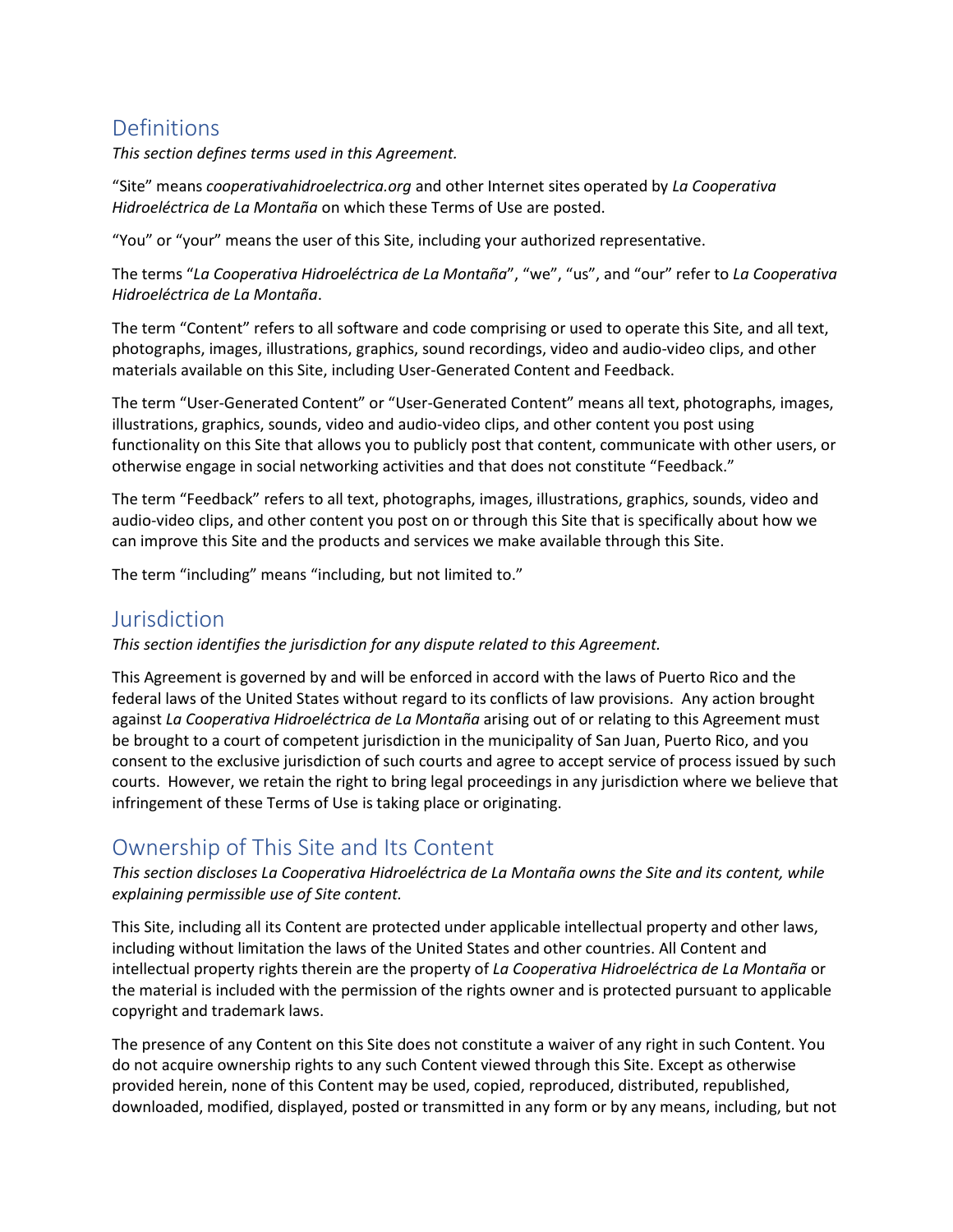## Definitions

*This section defines terms used in this Agreement.*

"Site" means *cooperativahidroelectrica.org* and other Internet sites operated by *La Cooperativa Hidroeléctrica de La Montaña* on which these Terms of Use are posted.

"You" or "your" means the user of this Site, including your authorized representative.

The terms "*La Cooperativa Hidroeléctrica de La Montaña*", "we", "us", and "our" refer to *La Cooperativa Hidroeléctrica de La Montaña*.

The term "Content" refers to all software and code comprising or used to operate this Site, and all text, photographs, images, illustrations, graphics, sound recordings, video and audio-video clips, and other materials available on this Site, including User-Generated Content and Feedback.

The term "User-Generated Content" or "User-Generated Content" means all text, photographs, images, illustrations, graphics, sounds, video and audio-video clips, and other content you post using functionality on this Site that allows you to publicly post that content, communicate with other users, or otherwise engage in social networking activities and that does not constitute "Feedback."

The term "Feedback" refers to all text, photographs, images, illustrations, graphics, sounds, video and audio-video clips, and other content you post on or through this Site that is specifically about how we can improve this Site and the products and services we make available through this Site.

The term "including" means "including, but not limited to."

## Jurisdiction

*This section identifies the jurisdiction for any dispute related to this Agreement.*

This Agreement is governed by and will be enforced in accord with the laws of Puerto Rico and the federal laws of the United States without regard to its conflicts of law provisions. Any action brought against *La Cooperativa Hidroeléctrica de La Montaña* arising out of or relating to this Agreement must be brought to a court of competent jurisdiction in the municipality of San Juan, Puerto Rico, and you consent to the exclusive jurisdiction of such courts and agree to accept service of process issued by such courts. However, we retain the right to bring legal proceedings in any jurisdiction where we believe that infringement of these Terms of Use is taking place or originating.

## Ownership of This Site and Its Content

*This section discloses La Cooperativa Hidroeléctrica de La Montaña owns the Site and its content, while explaining permissible use of Site content.*

This Site, including all its Content are protected under applicable intellectual property and other laws, including without limitation the laws of the United States and other countries. All Content and intellectual property rights therein are the property of *La Cooperativa Hidroeléctrica de La Montaña* or the material is included with the permission of the rights owner and is protected pursuant to applicable copyright and trademark laws.

The presence of any Content on this Site does not constitute a waiver of any right in such Content. You do not acquire ownership rights to any such Content viewed through this Site. Except as otherwise provided herein, none of this Content may be used, copied, reproduced, distributed, republished, downloaded, modified, displayed, posted or transmitted in any form or by any means, including, but not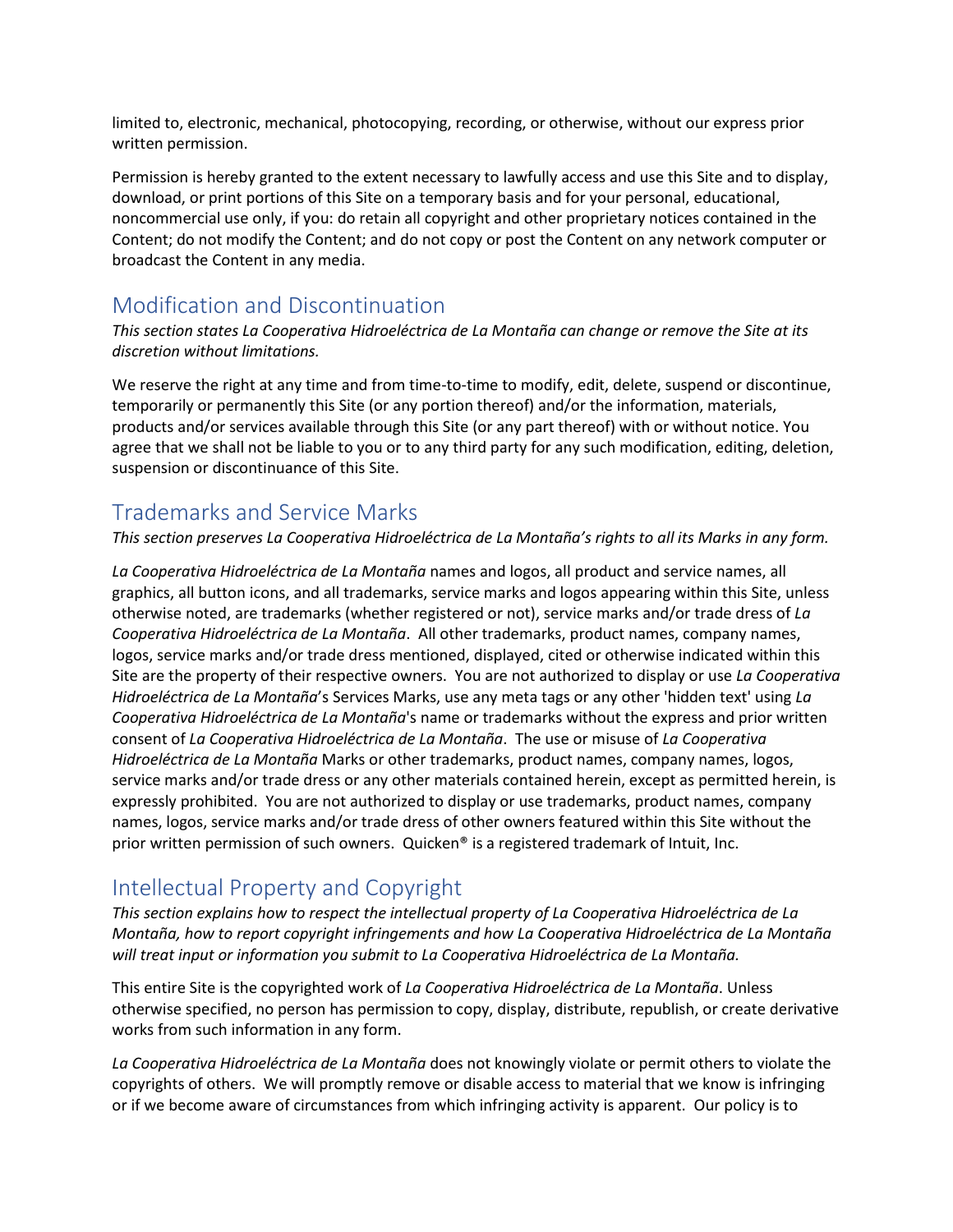limited to, electronic, mechanical, photocopying, recording, or otherwise, without our express prior written permission.

Permission is hereby granted to the extent necessary to lawfully access and use this Site and to display, download, or print portions of this Site on a temporary basis and for your personal, educational, noncommercial use only, if you: do retain all copyright and other proprietary notices contained in the Content; do not modify the Content; and do not copy or post the Content on any network computer or broadcast the Content in any media.

## Modification and Discontinuation

*This section states La Cooperativa Hidroeléctrica de La Montaña can change or remove the Site at its discretion without limitations.*

We reserve the right at any time and from time-to-time to modify, edit, delete, suspend or discontinue, temporarily or permanently this Site (or any portion thereof) and/or the information, materials, products and/or services available through this Site (or any part thereof) with or without notice. You agree that we shall not be liable to you or to any third party for any such modification, editing, deletion, suspension or discontinuance of this Site.

## Trademarks and Service Marks

*This section preserves La Cooperativa Hidroeléctrica de La Montaña's rights to all its Marks in any form.*

*La Cooperativa Hidroeléctrica de La Montaña* names and logos, all product and service names, all graphics, all button icons, and all trademarks, service marks and logos appearing within this Site, unless otherwise noted, are trademarks (whether registered or not), service marks and/or trade dress of *La Cooperativa Hidroeléctrica de La Montaña*. All other trademarks, product names, company names, logos, service marks and/or trade dress mentioned, displayed, cited or otherwise indicated within this Site are the property of their respective owners. You are not authorized to display or use *La Cooperativa Hidroeléctrica de La Montaña*'s Services Marks, use any meta tags or any other 'hidden text' using *La Cooperativa Hidroeléctrica de La Montaña*'s name or trademarks without the express and prior written consent of *La Cooperativa Hidroeléctrica de La Montaña*. The use or misuse of *La Cooperativa Hidroeléctrica de La Montaña* Marks or other trademarks, product names, company names, logos, service marks and/or trade dress or any other materials contained herein, except as permitted herein, is expressly prohibited. You are not authorized to display or use trademarks, product names, company names, logos, service marks and/or trade dress of other owners featured within this Site without the prior written permission of such owners. Quicken® is a registered trademark of Intuit, Inc.

## Intellectual Property and Copyright

*This section explains how to respect the intellectual property of La Cooperativa Hidroeléctrica de La Montaña, how to report copyright infringements and how La Cooperativa Hidroeléctrica de La Montaña will treat input or information you submit to La Cooperativa Hidroeléctrica de La Montaña.*

This entire Site is the copyrighted work of *La Cooperativa Hidroeléctrica de La Montaña*. Unless otherwise specified, no person has permission to copy, display, distribute, republish, or create derivative works from such information in any form.

*La Cooperativa Hidroeléctrica de La Montaña* does not knowingly violate or permit others to violate the copyrights of others. We will promptly remove or disable access to material that we know is infringing or if we become aware of circumstances from which infringing activity is apparent. Our policy is to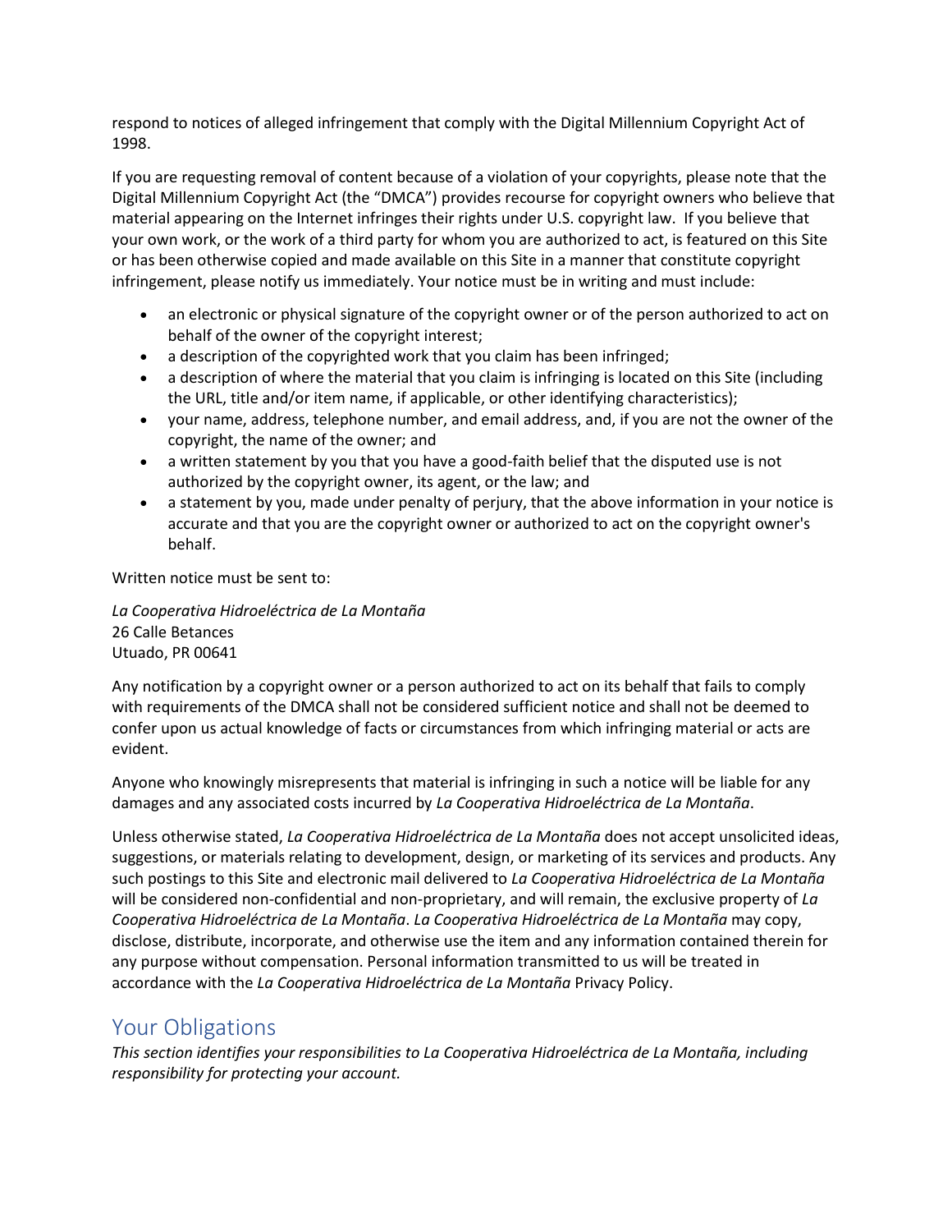respond to notices of alleged infringement that comply with the Digital Millennium Copyright Act of 1998.

If you are requesting removal of content because of a violation of your copyrights, please note that the Digital Millennium Copyright Act (the "DMCA") provides recourse for copyright owners who believe that material appearing on the Internet infringes their rights under U.S. copyright law. If you believe that your own work, or the work of a third party for whom you are authorized to act, is featured on this Site or has been otherwise copied and made available on this Site in a manner that constitute copyright infringement, please notify us immediately. Your notice must be in writing and must include:

- an electronic or physical signature of the copyright owner or of the person authorized to act on behalf of the owner of the copyright interest;
- a description of the copyrighted work that you claim has been infringed;
- a description of where the material that you claim is infringing is located on this Site (including the URL, title and/or item name, if applicable, or other identifying characteristics);
- your name, address, telephone number, and email address, and, if you are not the owner of the copyright, the name of the owner; and
- a written statement by you that you have a good-faith belief that the disputed use is not authorized by the copyright owner, its agent, or the law; and
- a statement by you, made under penalty of perjury, that the above information in your notice is accurate and that you are the copyright owner or authorized to act on the copyright owner's behalf.

Written notice must be sent to:

*La Cooperativa Hidroeléctrica de La Montaña*
26 Calle Betances
Utuado, PR 00641

Any notification by a copyright owner or a person authorized to act on its behalf that fails to comply with requirements of the DMCA shall not be considered sufficient notice and shall not be deemed to confer upon us actual knowledge of facts or circumstances from which infringing material or acts are evident.

Anyone who knowingly misrepresents that material is infringing in such a notice will be liable for any damages and any associated costs incurred by *La Cooperativa Hidroeléctrica de La Montaña*.

Unless otherwise stated, *La Cooperativa Hidroeléctrica de La Montaña* does not accept unsolicited ideas, suggestions, or materials relating to development, design, or marketing of its services and products. Any such postings to this Site and electronic mail delivered to *La Cooperativa Hidroeléctrica de La Montaña* will be considered non-confidential and non-proprietary, and will remain, the exclusive property of *La Cooperativa Hidroeléctrica de La Montaña*. *La Cooperativa Hidroeléctrica de La Montaña* may copy, disclose, distribute, incorporate, and otherwise use the item and any information contained therein for any purpose without compensation. Personal information transmitted to us will be treated in accordance with the *La Cooperativa Hidroeléctrica de La Montaña* Privacy Policy.

## Your Obligations

*This section identifies your responsibilities to La Cooperativa Hidroeléctrica de La Montaña, including responsibility for protecting your account.*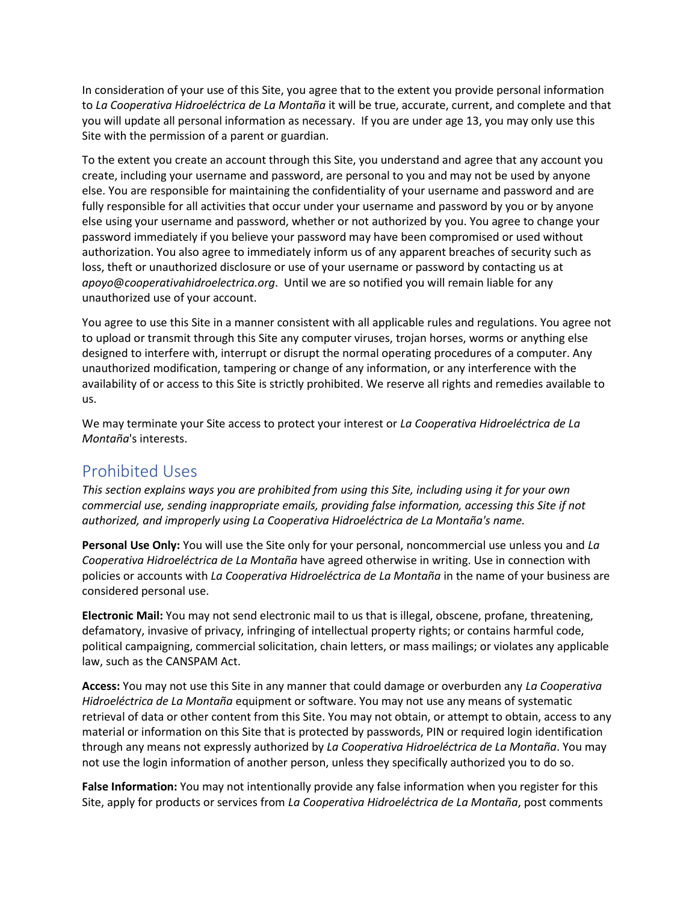In consideration of your use of this Site, you agree that to the extent you provide personal information to *La Cooperativa Hidroeléctrica de La Montaña* it will be true, accurate, current, and complete and that you will update all personal information as necessary. If you are under age 13, you may only use this Site with the permission of a parent or guardian.

To the extent you create an account through this Site, you understand and agree that any account you create, including your username and password, are personal to you and may not be used by anyone else. You are responsible for maintaining the confidentiality of your username and password and are fully responsible for all activities that occur under your username and password by you or by anyone else using your username and password, whether or not authorized by you. You agree to change your password immediately if you believe your password may have been compromised or used without authorization. You also agree to immediately inform us of any apparent breaches of security such as loss, theft or unauthorized disclosure or use of your username or password by contacting us at *apoyo@cooperativahidroelectrica.org*. Until we are so notified you will remain liable for any unauthorized use of your account.

You agree to use this Site in a manner consistent with all applicable rules and regulations. You agree not to upload or transmit through this Site any computer viruses, trojan horses, worms or anything else designed to interfere with, interrupt or disrupt the normal operating procedures of a computer. Any unauthorized modification, tampering or change of any information, or any interference with the availability of or access to this Site is strictly prohibited. We reserve all rights and remedies available to us.

We may terminate your Site access to protect your interest or *La Cooperativa Hidroeléctrica de La Montaña*'s interests.

## Prohibited Uses

*This section explains ways you are prohibited from using this Site, including using it for your own commercial use, sending inappropriate emails, providing false information, accessing this Site if not authorized, and improperly using La Cooperativa Hidroeléctrica de La Montaña's name.*

**Personal Use Only:** You will use the Site only for your personal, noncommercial use unless you and *La Cooperativa Hidroeléctrica de La Montaña* have agreed otherwise in writing. Use in connection with policies or accounts with *La Cooperativa Hidroeléctrica de La Montaña* in the name of your business are considered personal use.

**Electronic Mail:** You may not send electronic mail to us that is illegal, obscene, profane, threatening, defamatory, invasive of privacy, infringing of intellectual property rights; or contains harmful code, political campaigning, commercial solicitation, chain letters, or mass mailings; or violates any applicable law, such as the CANSPAM Act.

**Access:** You may not use this Site in any manner that could damage or overburden any *La Cooperativa Hidroeléctrica de La Montaña* equipment or software. You may not use any means of systematic retrieval of data or other content from this Site. You may not obtain, or attempt to obtain, access to any material or information on this Site that is protected by passwords, PIN or required login identification through any means not expressly authorized by *La Cooperativa Hidroeléctrica de La Montaña*. You may not use the login information of another person, unless they specifically authorized you to do so.

**False Information:** You may not intentionally provide any false information when you register for this Site, apply for products or services from *La Cooperativa Hidroeléctrica de La Montaña*, post comments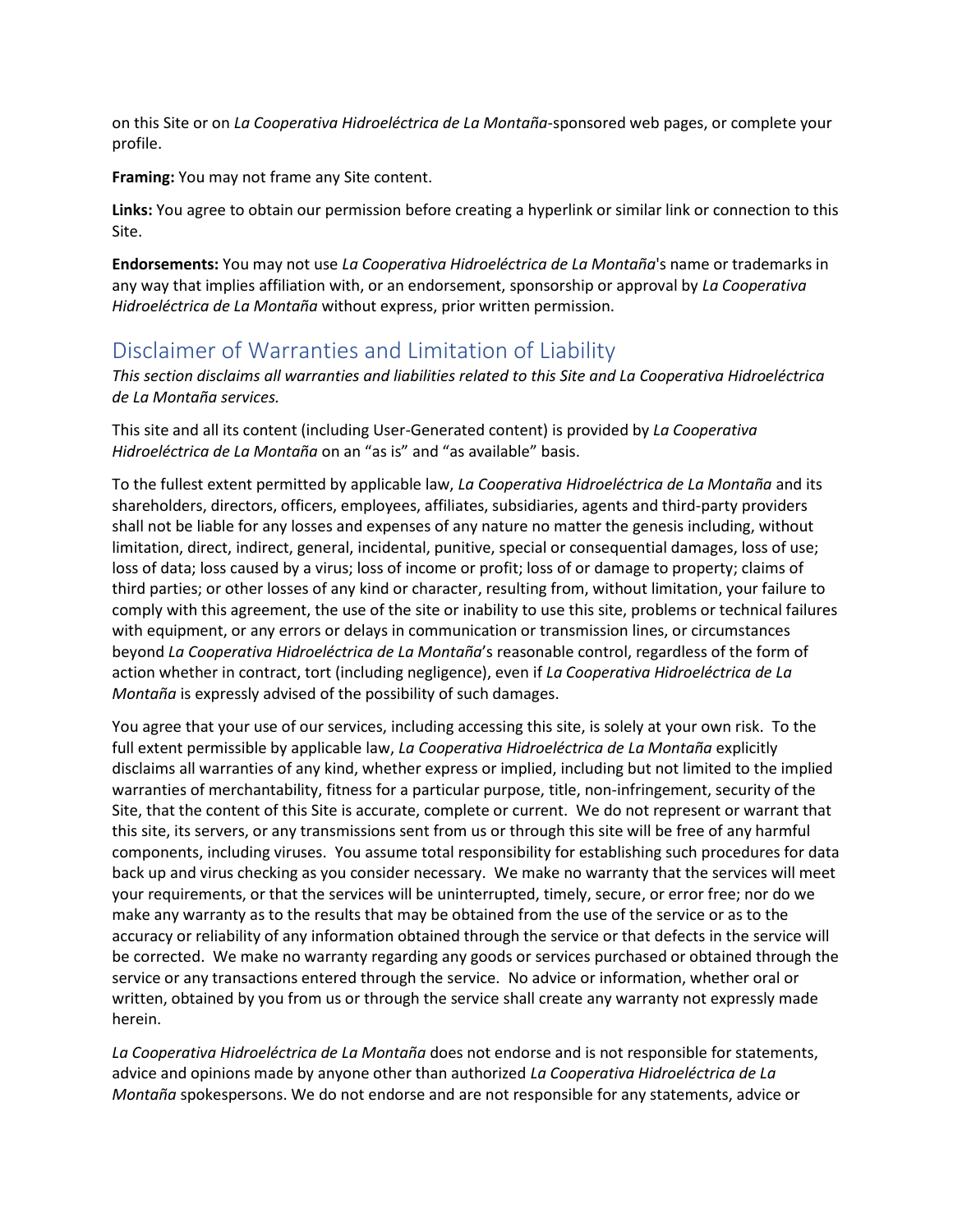on this Site or on *La Cooperativa Hidroeléctrica de La Montaña*-sponsored web pages, or complete your profile.

**Framing:** You may not frame any Site content.

**Links:** You agree to obtain our permission before creating a hyperlink or similar link or connection to this Site.

**Endorsements:** You may not use *La Cooperativa Hidroeléctrica de La Montaña*'s name or trademarks in any way that implies affiliation with, or an endorsement, sponsorship or approval by *La Cooperativa Hidroeléctrica de La Montaña* without express, prior written permission.

## Disclaimer of Warranties and Limitation of Liability

*This section disclaims all warranties and liabilities related to this Site and La Cooperativa Hidroeléctrica de La Montaña services.*

This site and all its content (including User-Generated content) is provided by *La Cooperativa Hidroeléctrica de La Montaña* on an "as is" and "as available" basis.

To the fullest extent permitted by applicable law, *La Cooperativa Hidroeléctrica de La Montaña* and its shareholders, directors, officers, employees, affiliates, subsidiaries, agents and third-party providers shall not be liable for any losses and expenses of any nature no matter the genesis including, without limitation, direct, indirect, general, incidental, punitive, special or consequential damages, loss of use; loss of data; loss caused by a virus; loss of income or profit; loss of or damage to property; claims of third parties; or other losses of any kind or character, resulting from, without limitation, your failure to comply with this agreement, the use of the site or inability to use this site, problems or technical failures with equipment, or any errors or delays in communication or transmission lines, or circumstances beyond *La Cooperativa Hidroeléctrica de La Montaña*'s reasonable control, regardless of the form of action whether in contract, tort (including negligence), even if *La Cooperativa Hidroeléctrica de La Montaña* is expressly advised of the possibility of such damages.

You agree that your use of our services, including accessing this site, is solely at your own risk. To the full extent permissible by applicable law, *La Cooperativa Hidroeléctrica de La Montaña* explicitly disclaims all warranties of any kind, whether express or implied, including but not limited to the implied warranties of merchantability, fitness for a particular purpose, title, non-infringement, security of the Site, that the content of this Site is accurate, complete or current. We do not represent or warrant that this site, its servers, or any transmissions sent from us or through this site will be free of any harmful components, including viruses. You assume total responsibility for establishing such procedures for data back up and virus checking as you consider necessary. We make no warranty that the services will meet your requirements, or that the services will be uninterrupted, timely, secure, or error free; nor do we make any warranty as to the results that may be obtained from the use of the service or as to the accuracy or reliability of any information obtained through the service or that defects in the service will be corrected. We make no warranty regarding any goods or services purchased or obtained through the service or any transactions entered through the service. No advice or information, whether oral or written, obtained by you from us or through the service shall create any warranty not expressly made herein.

*La Cooperativa Hidroeléctrica de La Montaña* does not endorse and is not responsible for statements, advice and opinions made by anyone other than authorized *La Cooperativa Hidroeléctrica de La Montaña* spokespersons. We do not endorse and are not responsible for any statements, advice or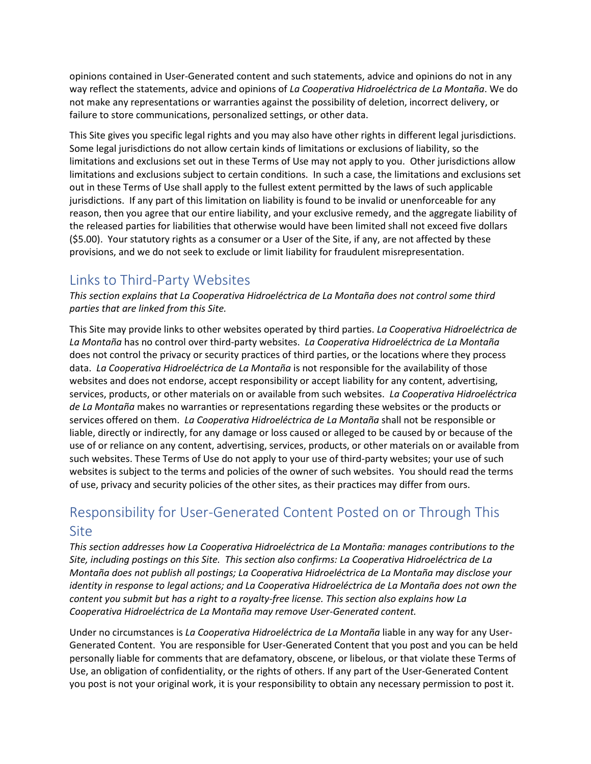opinions contained in User-Generated content and such statements, advice and opinions do not in any way reflect the statements, advice and opinions of *La Cooperativa Hidroeléctrica de La Montaña*. We do not make any representations or warranties against the possibility of deletion, incorrect delivery, or failure to store communications, personalized settings, or other data.

This Site gives you specific legal rights and you may also have other rights in different legal jurisdictions. Some legal jurisdictions do not allow certain kinds of limitations or exclusions of liability, so the limitations and exclusions set out in these Terms of Use may not apply to you. Other jurisdictions allow limitations and exclusions subject to certain conditions. In such a case, the limitations and exclusions set out in these Terms of Use shall apply to the fullest extent permitted by the laws of such applicable jurisdictions. If any part of this limitation on liability is found to be invalid or unenforceable for any reason, then you agree that our entire liability, and your exclusive remedy, and the aggregate liability of the released parties for liabilities that otherwise would have been limited shall not exceed five dollars ($5.00). Your statutory rights as a consumer or a User of the Site, if any, are not affected by these provisions, and we do not seek to exclude or limit liability for fraudulent misrepresentation.

## Links to Third-Party Websites

*This section explains that La Cooperativa Hidroeléctrica de La Montaña does not control some third parties that are linked from this Site.*

This Site may provide links to other websites operated by third parties. *La Cooperativa Hidroeléctrica de La Montaña* has no control over third-party websites. *La Cooperativa Hidroeléctrica de La Montaña* does not control the privacy or security practices of third parties, or the locations where they process data. *La Cooperativa Hidroeléctrica de La Montaña* is not responsible for the availability of those websites and does not endorse, accept responsibility or accept liability for any content, advertising, services, products, or other materials on or available from such websites. *La Cooperativa Hidroeléctrica de La Montaña* makes no warranties or representations regarding these websites or the products or services offered on them. *La Cooperativa Hidroeléctrica de La Montaña* shall not be responsible or liable, directly or indirectly, for any damage or loss caused or alleged to be caused by or because of the use of or reliance on any content, advertising, services, products, or other materials on or available from such websites. These Terms of Use do not apply to your use of third-party websites; your use of such websites is subject to the terms and policies of the owner of such websites. You should read the terms of use, privacy and security policies of the other sites, as their practices may differ from ours.

## Responsibility for User-Generated Content Posted on or Through This Site

*This section addresses how La Cooperativa Hidroeléctrica de La Montaña: manages contributions to the Site, including postings on this Site. This section also confirms: La Cooperativa Hidroeléctrica de La Montaña does not publish all postings; La Cooperativa Hidroeléctrica de La Montaña may disclose your identity in response to legal actions; and La Cooperativa Hidroeléctrica de La Montaña does not own the content you submit but has a right to a royalty-free license. This section also explains how La Cooperativa Hidroeléctrica de La Montaña may remove User-Generated content.*

Under no circumstances is *La Cooperativa Hidroeléctrica de La Montaña* liable in any way for any User-Generated Content. You are responsible for User-Generated Content that you post and you can be held personally liable for comments that are defamatory, obscene, or libelous, or that violate these Terms of Use, an obligation of confidentiality, or the rights of others. If any part of the User-Generated Content you post is not your original work, it is your responsibility to obtain any necessary permission to post it.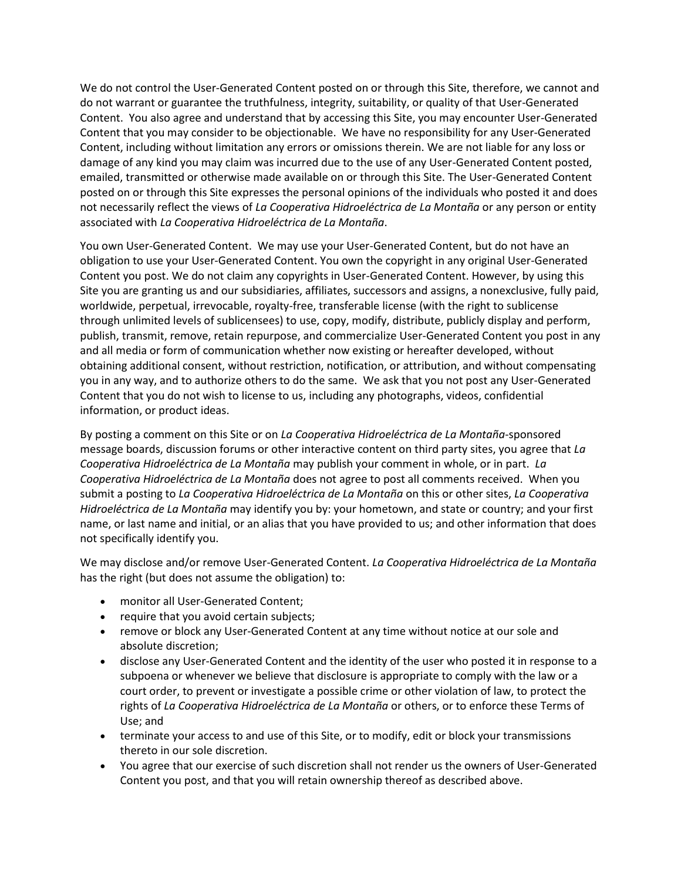We do not control the User-Generated Content posted on or through this Site, therefore, we cannot and do not warrant or guarantee the truthfulness, integrity, suitability, or quality of that User-Generated Content. You also agree and understand that by accessing this Site, you may encounter User-Generated Content that you may consider to be objectionable. We have no responsibility for any User-Generated Content, including without limitation any errors or omissions therein. We are not liable for any loss or damage of any kind you may claim was incurred due to the use of any User-Generated Content posted, emailed, transmitted or otherwise made available on or through this Site. The User-Generated Content posted on or through this Site expresses the personal opinions of the individuals who posted it and does not necessarily reflect the views of *La Cooperativa Hidroeléctrica de La Montaña* or any person or entity associated with *La Cooperativa Hidroeléctrica de La Montaña*.

You own User-Generated Content. We may use your User-Generated Content, but do not have an obligation to use your User-Generated Content. You own the copyright in any original User-Generated Content you post. We do not claim any copyrights in User-Generated Content. However, by using this Site you are granting us and our subsidiaries, affiliates, successors and assigns, a nonexclusive, fully paid, worldwide, perpetual, irrevocable, royalty-free, transferable license (with the right to sublicense through unlimited levels of sublicensees) to use, copy, modify, distribute, publicly display and perform, publish, transmit, remove, retain repurpose, and commercialize User-Generated Content you post in any and all media or form of communication whether now existing or hereafter developed, without obtaining additional consent, without restriction, notification, or attribution, and without compensating you in any way, and to authorize others to do the same. We ask that you not post any User-Generated Content that you do not wish to license to us, including any photographs, videos, confidential information, or product ideas.

By posting a comment on this Site or on *La Cooperativa Hidroeléctrica de La Montaña*-sponsored message boards, discussion forums or other interactive content on third party sites, you agree that *La Cooperativa Hidroeléctrica de La Montaña* may publish your comment in whole, or in part. *La Cooperativa Hidroeléctrica de La Montaña* does not agree to post all comments received. When you submit a posting to *La Cooperativa Hidroeléctrica de La Montaña* on this or other sites, *La Cooperativa Hidroeléctrica de La Montaña* may identify you by: your hometown, and state or country; and your first name, or last name and initial, or an alias that you have provided to us; and other information that does not specifically identify you.

We may disclose and/or remove User-Generated Content. *La Cooperativa Hidroeléctrica de La Montaña* has the right (but does not assume the obligation) to:

- monitor all User-Generated Content;
- require that you avoid certain subjects;
- remove or block any User-Generated Content at any time without notice at our sole and absolute discretion;
- disclose any User-Generated Content and the identity of the user who posted it in response to a subpoena or whenever we believe that disclosure is appropriate to comply with the law or a court order, to prevent or investigate a possible crime or other violation of law, to protect the rights of *La Cooperativa Hidroeléctrica de La Montaña* or others, or to enforce these Terms of Use; and
- terminate your access to and use of this Site, or to modify, edit or block your transmissions thereto in our sole discretion.
- You agree that our exercise of such discretion shall not render us the owners of User-Generated Content you post, and that you will retain ownership thereof as described above.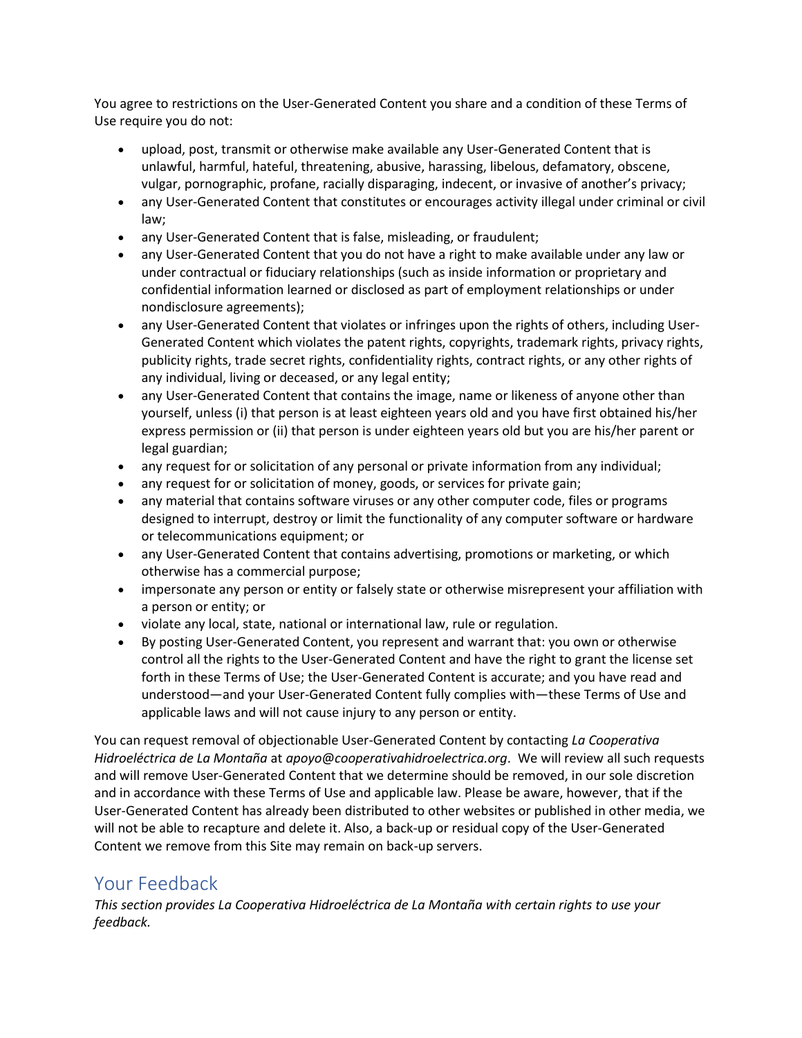You agree to restrictions on the User-Generated Content you share and a condition of these Terms of Use require you do not:

- upload, post, transmit or otherwise make available any User-Generated Content that is unlawful, harmful, hateful, threatening, abusive, harassing, libelous, defamatory, obscene, vulgar, pornographic, profane, racially disparaging, indecent, or invasive of another's privacy;
- any User-Generated Content that constitutes or encourages activity illegal under criminal or civil law;
- any User-Generated Content that is false, misleading, or fraudulent;
- any User-Generated Content that you do not have a right to make available under any law or under contractual or fiduciary relationships (such as inside information or proprietary and confidential information learned or disclosed as part of employment relationships or under nondisclosure agreements);
- any User-Generated Content that violates or infringes upon the rights of others, including User-Generated Content which violates the patent rights, copyrights, trademark rights, privacy rights, publicity rights, trade secret rights, confidentiality rights, contract rights, or any other rights of any individual, living or deceased, or any legal entity;
- any User-Generated Content that contains the image, name or likeness of anyone other than yourself, unless (i) that person is at least eighteen years old and you have first obtained his/her express permission or (ii) that person is under eighteen years old but you are his/her parent or legal guardian;
- any request for or solicitation of any personal or private information from any individual;
- any request for or solicitation of money, goods, or services for private gain;
- any material that contains software viruses or any other computer code, files or programs designed to interrupt, destroy or limit the functionality of any computer software or hardware or telecommunications equipment; or
- any User-Generated Content that contains advertising, promotions or marketing, or which otherwise has a commercial purpose;
- impersonate any person or entity or falsely state or otherwise misrepresent your affiliation with a person or entity; or
- violate any local, state, national or international law, rule or regulation.
- By posting User-Generated Content, you represent and warrant that: you own or otherwise control all the rights to the User-Generated Content and have the right to grant the license set forth in these Terms of Use; the User-Generated Content is accurate; and you have read and understood—and your User-Generated Content fully complies with—these Terms of Use and applicable laws and will not cause injury to any person or entity.

You can request removal of objectionable User-Generated Content by contacting *La Cooperativa Hidroeléctrica de La Montaña* at *apoyo@cooperativahidroelectrica.org*. We will review all such requests and will remove User-Generated Content that we determine should be removed, in our sole discretion and in accordance with these Terms of Use and applicable law. Please be aware, however, that if the User-Generated Content has already been distributed to other websites or published in other media, we will not be able to recapture and delete it. Also, a back-up or residual copy of the User-Generated Content we remove from this Site may remain on back-up servers.

## Your Feedback

*This section provides La Cooperativa Hidroeléctrica de La Montaña with certain rights to use your feedback.*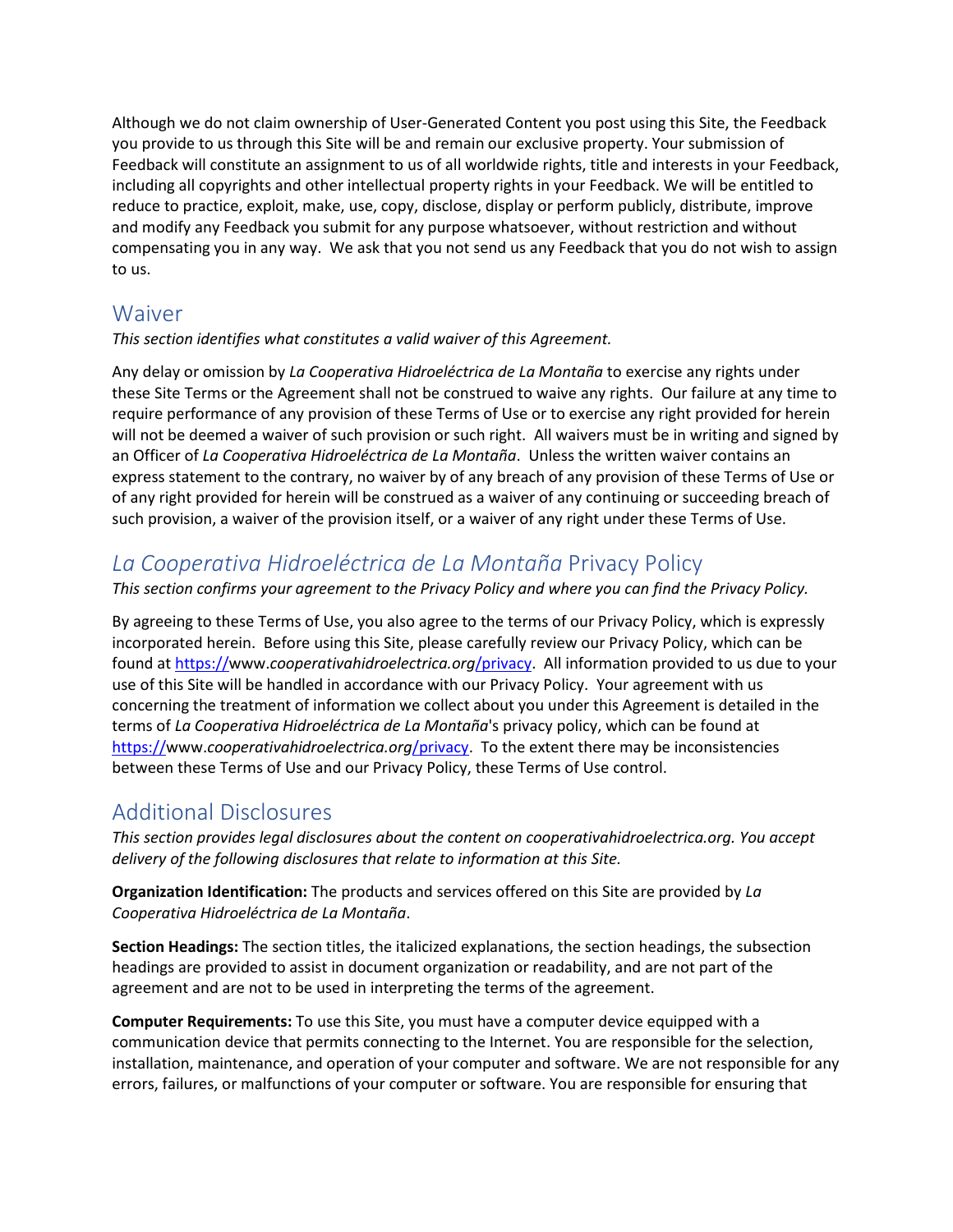Although we do not claim ownership of User-Generated Content you post using this Site, the Feedback you provide to us through this Site will be and remain our exclusive property. Your submission of Feedback will constitute an assignment to us of all worldwide rights, title and interests in your Feedback, including all copyrights and other intellectual property rights in your Feedback. We will be entitled to reduce to practice, exploit, make, use, copy, disclose, display or perform publicly, distribute, improve and modify any Feedback you submit for any purpose whatsoever, without restriction and without compensating you in any way.  We ask that you not send us any Feedback that you do not wish to assign to us.

## Waiver

*This section identifies what constitutes a valid waiver of this Agreement.*

Any delay or omission by *La Cooperativa Hidroeléctrica de La Montaña* to exercise any rights under these Site Terms or the Agreement shall not be construed to waive any rights.  Our failure at any time to require performance of any provision of these Terms of Use or to exercise any right provided for herein will not be deemed a waiver of such provision or such right.  All waivers must be in writing and signed by an Officer of *La Cooperativa Hidroeléctrica de La Montaña*.  Unless the written waiver contains an express statement to the contrary, no waiver by of any breach of any provision of these Terms of Use or of any right provided for herein will be construed as a waiver of any continuing or succeeding breach of such provision, a waiver of the provision itself, or a waiver of any right under these Terms of Use.

## *La Cooperativa Hidroeléctrica de La Montaña* Privacy Policy

*This section confirms your agreement to the Privacy Policy and where you can find the Privacy Policy.*

By agreeing to these Terms of Use, you also agree to the terms of our Privacy Policy, which is expressly incorporated herein.  Before using this Site, please carefully review our Privacy Policy, which can be found at https://www.*cooperativahidroelectrica.org*/privacy.  All information provided to us due to your use of this Site will be handled in accordance with our Privacy Policy.  Your agreement with us concerning the treatment of information we collect about you under this Agreement is detailed in the terms of *La Cooperativa Hidroeléctrica de La Montaña*'s privacy policy, which can be found at https://www.*cooperativahidroelectrica.org*/privacy.  To the extent there may be inconsistencies between these Terms of Use and our Privacy Policy, these Terms of Use control.

## Additional Disclosures

*This section provides legal disclosures about the content on cooperativahidroelectrica.org. You accept delivery of the following disclosures that relate to information at this Site.*

**Organization Identification:** The products and services offered on this Site are provided by *La Cooperativa Hidroeléctrica de La Montaña*.

**Section Headings:** The section titles, the italicized explanations, the section headings, the subsection headings are provided to assist in document organization or readability, and are not part of the agreement and are not to be used in interpreting the terms of the agreement.

**Computer Requirements:** To use this Site, you must have a computer device equipped with a communication device that permits connecting to the Internet. You are responsible for the selection, installation, maintenance, and operation of your computer and software. We are not responsible for any errors, failures, or malfunctions of your computer or software. You are responsible for ensuring that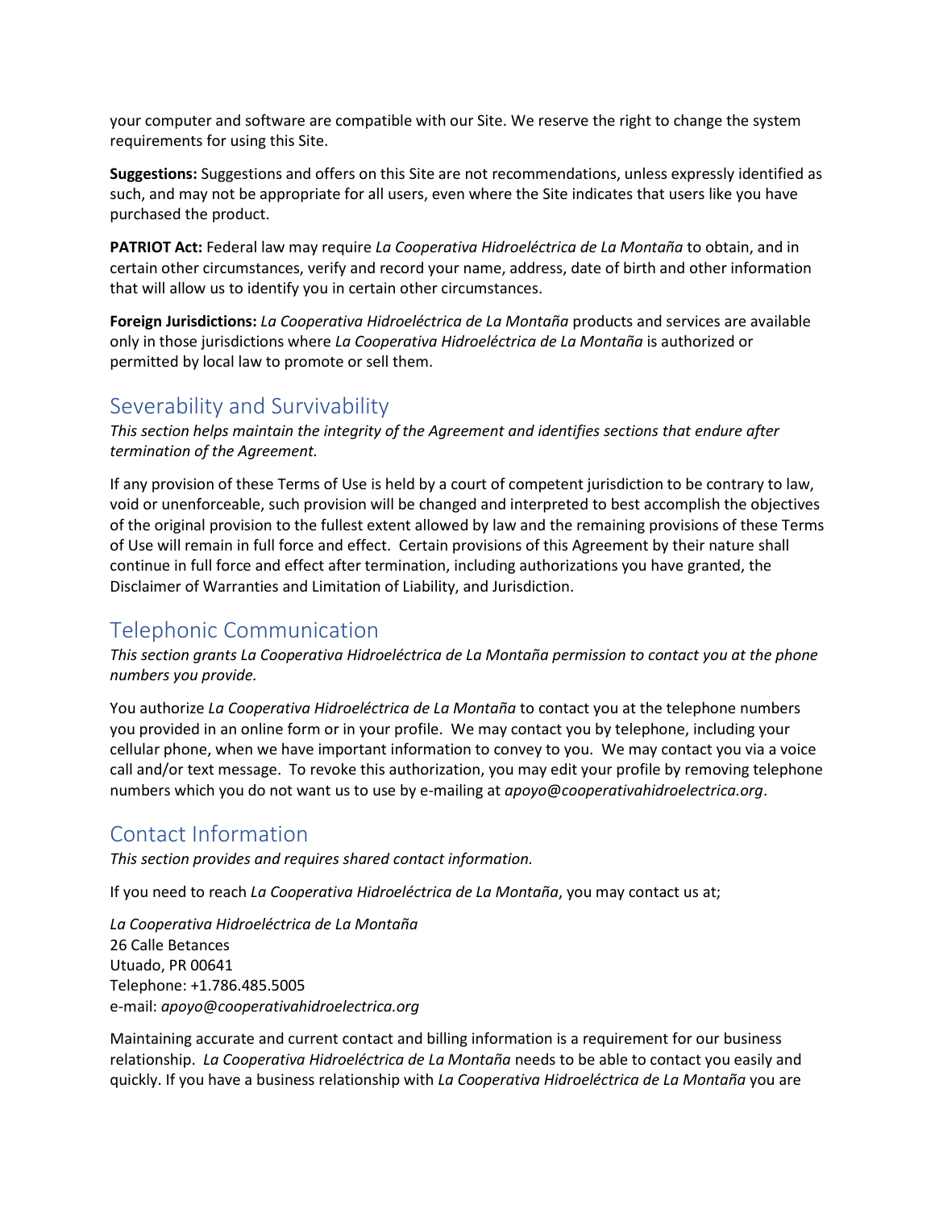your computer and software are compatible with our Site. We reserve the right to change the system requirements for using this Site.

**Suggestions:** Suggestions and offers on this Site are not recommendations, unless expressly identified as such, and may not be appropriate for all users, even where the Site indicates that users like you have purchased the product.

**PATRIOT Act:** Federal law may require *La Cooperativa Hidroeléctrica de La Montaña* to obtain, and in certain other circumstances, verify and record your name, address, date of birth and other information that will allow us to identify you in certain other circumstances.

**Foreign Jurisdictions:** *La Cooperativa Hidroeléctrica de La Montaña* products and services are available only in those jurisdictions where *La Cooperativa Hidroeléctrica de La Montaña* is authorized or permitted by local law to promote or sell them.

## Severability and Survivability

*This section helps maintain the integrity of the Agreement and identifies sections that endure after termination of the Agreement.*

If any provision of these Terms of Use is held by a court of competent jurisdiction to be contrary to law, void or unenforceable, such provision will be changed and interpreted to best accomplish the objectives of the original provision to the fullest extent allowed by law and the remaining provisions of these Terms of Use will remain in full force and effect. Certain provisions of this Agreement by their nature shall continue in full force and effect after termination, including authorizations you have granted, the Disclaimer of Warranties and Limitation of Liability, and Jurisdiction.

## Telephonic Communication

*This section grants La Cooperativa Hidroeléctrica de La Montaña permission to contact you at the phone numbers you provide.*

You authorize *La Cooperativa Hidroeléctrica de La Montaña* to contact you at the telephone numbers you provided in an online form or in your profile. We may contact you by telephone, including your cellular phone, when we have important information to convey to you. We may contact you via a voice call and/or text message. To revoke this authorization, you may edit your profile by removing telephone numbers which you do not want us to use by e-mailing at *apoyo@cooperativahidroelectrica.org*.

## Contact Information

*This section provides and requires shared contact information.*

If you need to reach *La Cooperativa Hidroeléctrica de La Montaña*, you may contact us at;

*La Cooperativa Hidroeléctrica de La Montaña*
26 Calle Betances
Utuado, PR 00641
Telephone: +1.786.485.5005
e-mail: *apoyo@cooperativahidroelectrica.org*

Maintaining accurate and current contact and billing information is a requirement for our business relationship. *La Cooperativa Hidroeléctrica de La Montaña* needs to be able to contact you easily and quickly. If you have a business relationship with *La Cooperativa Hidroeléctrica de La Montaña* you are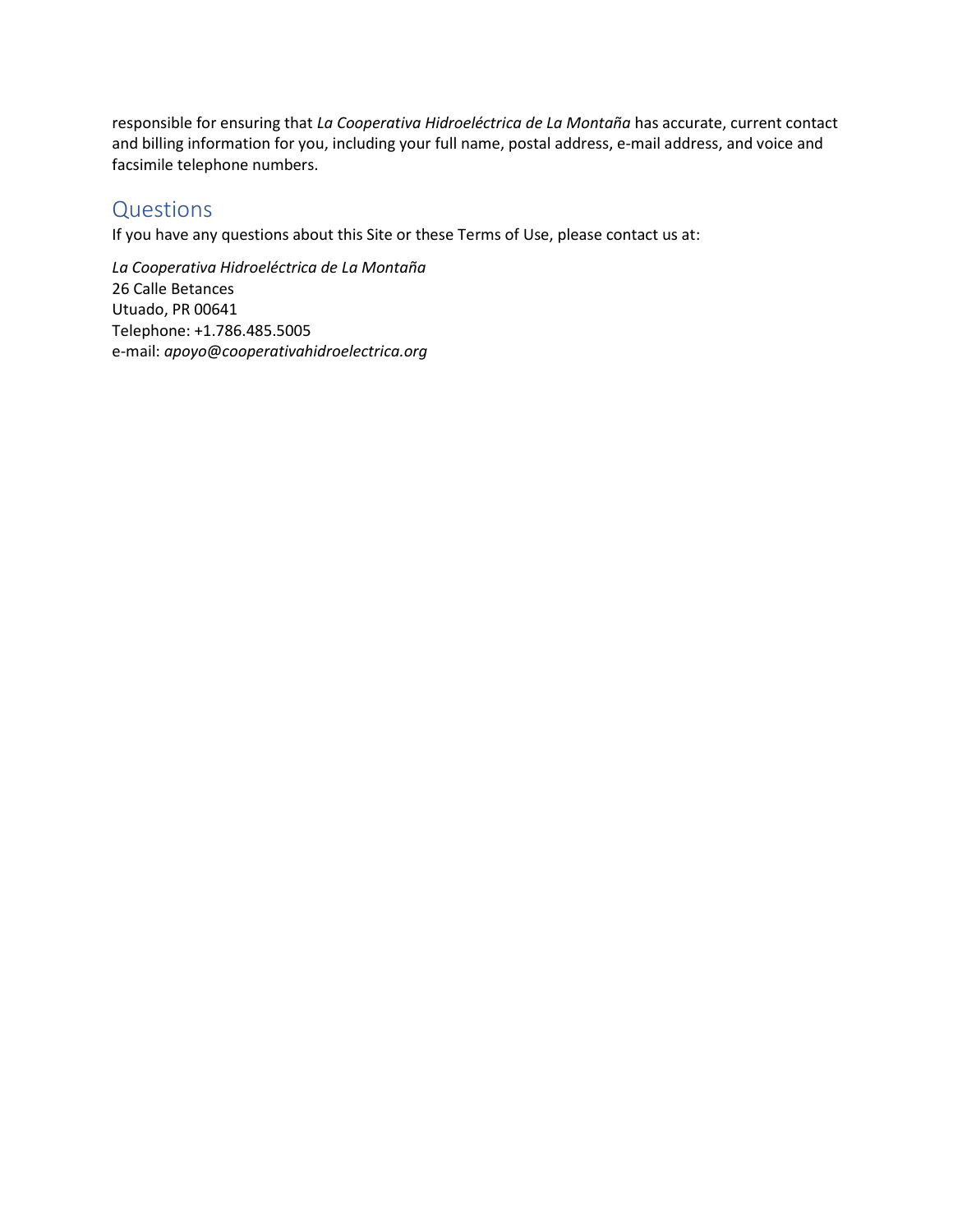responsible for ensuring that *La Cooperativa Hidroeléctrica de La Montaña* has accurate, current contact and billing information for you, including your full name, postal address, e-mail address, and voice and facsimile telephone numbers.

## Questions

If you have any questions about this Site or these Terms of Use, please contact us at:

*La Cooperativa Hidroeléctrica de La Montaña*
26 Calle Betances
Utuado, PR 00641
Telephone: +1.786.485.5005
e-mail: *apoyo@cooperativahidroelectrica.org*